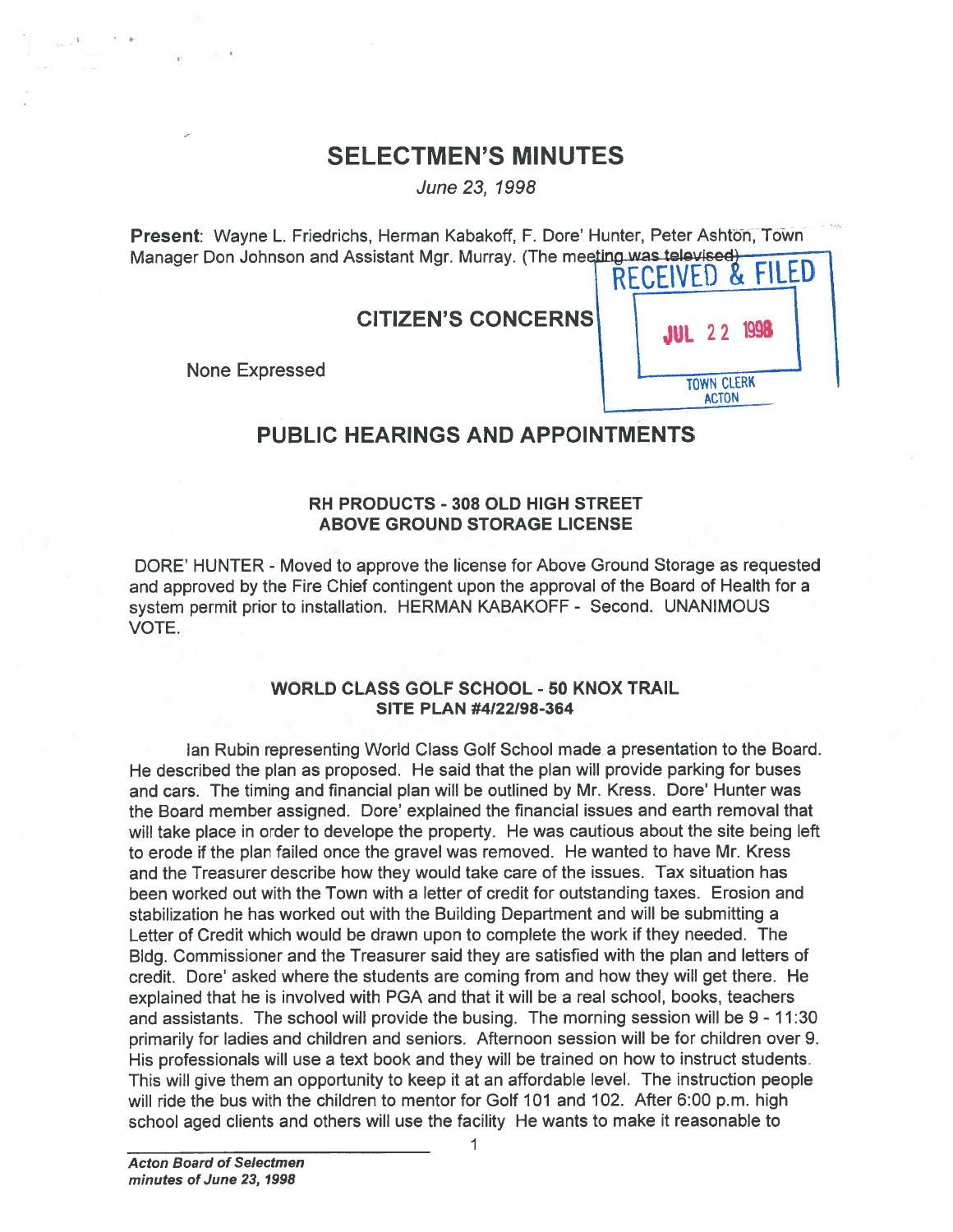# SELECTMEN'S MINUTES

*June 23, 1998*

**Present**: Wayne L. Friedrichs, Herman Kabakoff, F. Dore' Hunter, Peter Ashton, Town Manager Don Johnson and Assistant Mgr. Murray. (The meeting was televised)

RECEIVED & FILED
JUL 22 1998
TOWN CLERK
ACTON

## CITIZEN'S CONCERNS

None Expressed

## PUBLIC HEARINGS AND APPOINTMENTS

### RH PRODUCTS - 308 OLD HIGH STREET ABOVE GROUND STORAGE LICENSE

DORE' HUNTER - Moved to approve the license for Above Ground Storage as requested and approved by the Fire Chief contingent upon the approval of the Board of Health for a system permit prior to installation. HERMAN KABAKOFF - Second. UNANIMOUS VOTE.

### WORLD CLASS GOLF SCHOOL - 50 KNOX TRAIL SITE PLAN #4/22/98-364

Ian Rubin representing World Class Golf School made a presentation to the Board. He described the plan as proposed. He said that the plan will provide parking for buses and cars. The timing and financial plan will be outlined by Mr. Kress. Dore' Hunter was the Board member assigned. Dore' explained the financial issues and earth removal that will take place in order to develope the property. He was cautious about the site being left to erode if the plan failed once the gravel was removed. He wanted to have Mr. Kress and the Treasurer describe how they would take care of the issues. Tax situation has been worked out with the Town with a letter of credit for outstanding taxes. Erosion and stabilization he has worked out with the Building Department and will be submitting a Letter of Credit which would be drawn upon to complete the work if they needed. The Bldg. Commissioner and the Treasurer said they are satisfied with the plan and letters of credit. Dore' asked where the students are coming from and how they will get there. He explained that he is involved with PGA and that it will be a real school, books, teachers and assistants. The school will provide the busing. The morning session will be 9 - 11:30 primarily for ladies and children and seniors. Afternoon session will be for children over 9. His professionals will use a text book and they will be trained on how to instruct students. This will give them an opportunity to keep it at an affordable level. The instruction people will ride the bus with the children to mentor for Golf 101 and 102. After 6:00 p.m. high school aged clients and others will use the facility He wants to make it reasonable to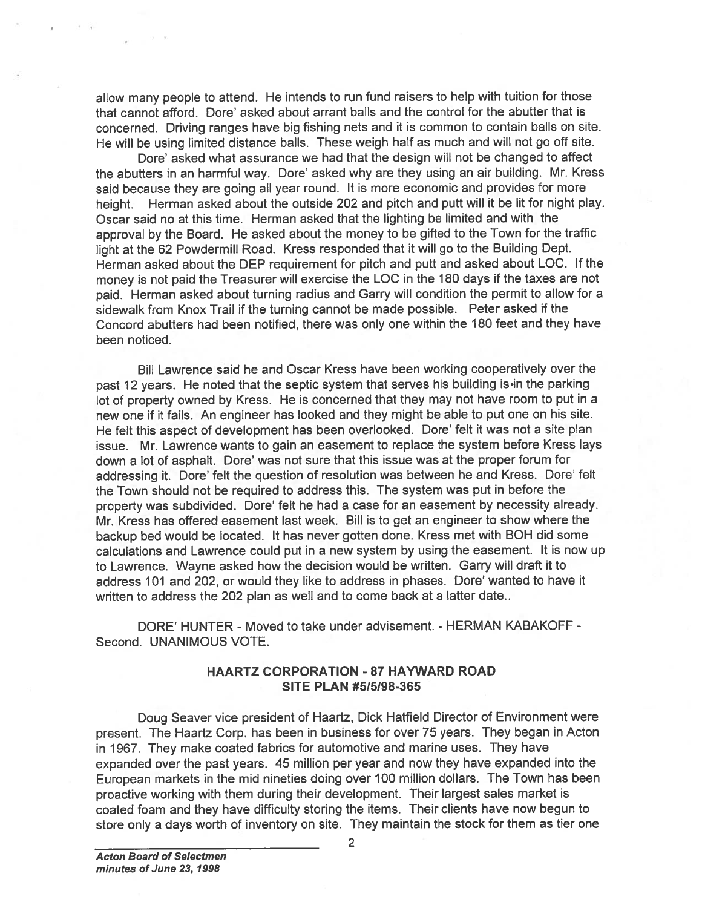allow many people to attend. He intends to run fund raisers to help with tuition for those that cannot afford. Dore' asked about arrant balls and the control for the abutter that is concerned. Driving ranges have big fishing nets and it is common to contain balls on site. He will be using limited distance balls. These weigh half as much and will not go off site.

Dore' asked what assurance we had that the design will not be changed to affect the abutters in an harmful way. Dore' asked why are they using an air building. Mr. Kress said because they are going all year round. It is more economic and provides for more height. Herman asked about the outside 202 and pitch and putt will it be lit for night play. Oscar said no at this time. Herman asked that the lighting be limited and with the approval by the Board. He asked about the money to be gifted to the Town for the traffic light at the 62 Powdermill Road. Kress responded that it will go to the Building Dept. Herman asked about the DEP requirement for pitch and putt and asked about LOC. If the money is not paid the Treasurer will exercise the LOC in the 180 days if the taxes are not paid. Herman asked about turning radius and Garry will condition the permit to allow for a sidewalk from Knox Trail if the turning cannot be made possible. Peter asked if the Concord abutters had been notified, there was only one within the 180 feet and they have been noticed.

Bill Lawrence said he and Oscar Kress have been working cooperatively over the past 12 years. He noted that the septic system that serves his building is in the parking lot of property owned by Kress. He is concerned that they may not have room to put in a new one if it fails. An engineer has looked and they might be able to put one on his site. He felt this aspect of development has been overlooked. Dore' felt it was not a site plan issue. Mr. Lawrence wants to gain an easement to replace the system before Kress lays down a lot of asphalt. Dore' was not sure that this issue was at the proper forum for addressing it. Dore' felt the question of resolution was between he and Kress. Dore' felt the Town should not be required to address this. The system was put in before the property was subdivided. Dore' felt he had a case for an easement by necessity already. Mr. Kress has offered easement last week. Bill is to get an engineer to show where the backup bed would be located. It has never gotten done. Kress met with BOH did some calculations and Lawrence could put in a new system by using the easement. It is now up to Lawrence. Wayne asked how the decision would be written. Garry will draft it to address 101 and 202, or would they like to address in phases. Dore' wanted to have it written to address the 202 plan as well and to come back at a latter date..

DORE' HUNTER - Moved to take under advisement. - HERMAN KABAKOFF - Second. UNANIMOUS VOTE.

## HAARTZ CORPORATION - 87 HAYWARD ROAD
## SITE PLAN #5/5/98-365

Doug Seaver vice president of Haartz, Dick Hatfield Director of Environment were present. The Haartz Corp. has been in business for over 75 years. They began in Acton in 1967. They make coated fabrics for automotive and marine uses. They have expanded over the past years. 45 million per year and now they have expanded into the European markets in the mid nineties doing over 100 million dollars. The Town has been proactive working with them during their development. Their largest sales market is coated foam and they have difficulty storing the items. Their clients have now begun to store only a days worth of inventory on site. They maintain the stock for them as tier one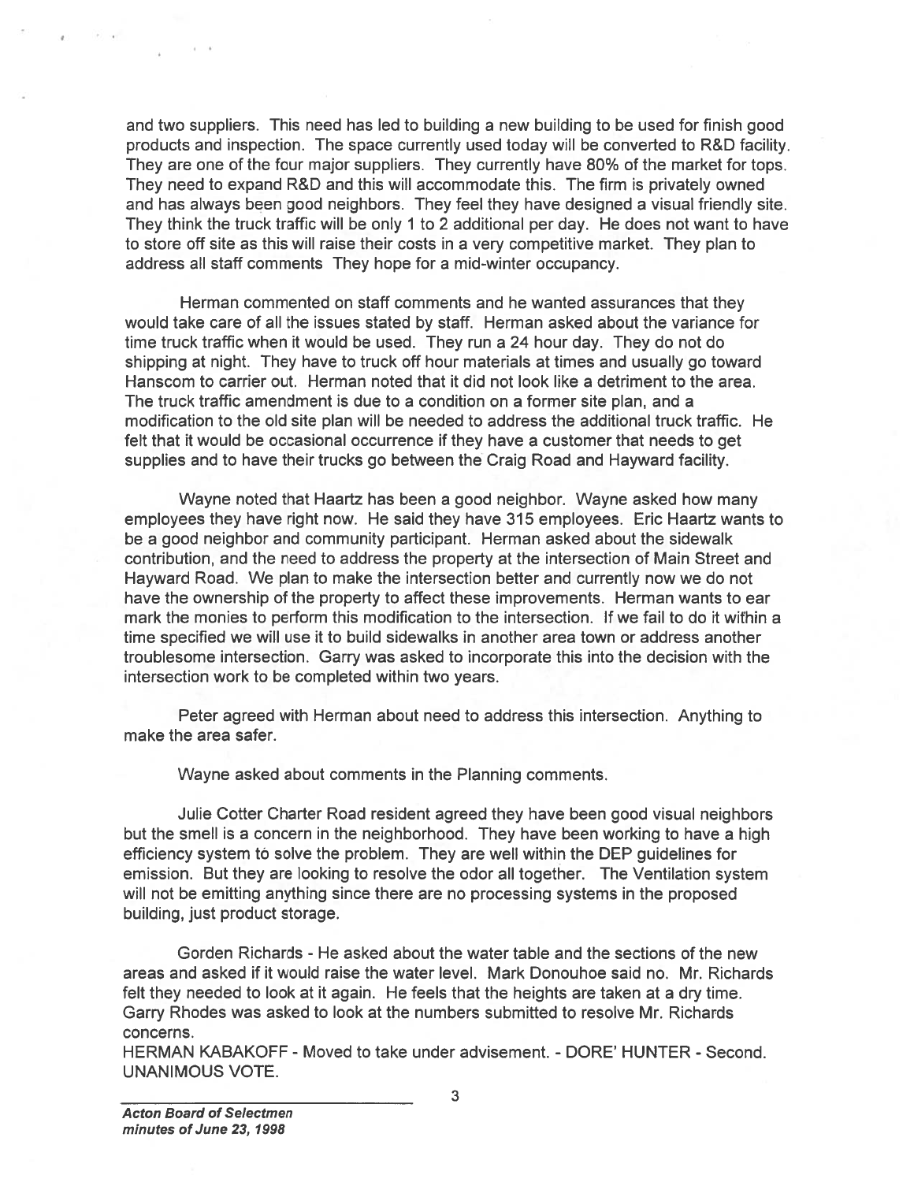and two suppliers. This need has led to building a new building to be used for finish good products and inspection. The space currently used today will be converted to R&D facility. They are one of the four major suppliers. They currently have 80% of the market for tops. They need to expand R&D and this will accommodate this. The firm is privately owned and has always been good neighbors. They feel they have designed a visual friendly site. They think the truck traffic will be only 1 to 2 additional per day. He does not want to have to store off site as this will raise their costs in a very competitive market. They plan to address all staff comments They hope for a mid-winter occupancy.

Herman commented on staff comments and he wanted assurances that they would take care of all the issues stated by staff. Herman asked about the variance for time truck traffic when it would be used. They run a 24 hour day. They do not do shipping at night. They have to truck off hour materials at times and usually go toward Hanscom to carrier out. Herman noted that it did not look like a detriment to the area. The truck traffic amendment is due to a condition on a former site plan, and a modification to the old site plan will be needed to address the additional truck traffic. He felt that it would be occasional occurrence if they have a customer that needs to get supplies and to have their trucks go between the Craig Road and Hayward facility.

Wayne noted that Haartz has been a good neighbor. Wayne asked how many employees they have right now. He said they have 315 employees. Eric Haartz wants to be a good neighbor and community participant. Herman asked about the sidewalk contribution, and the need to address the property at the intersection of Main Street and Hayward Road. We plan to make the intersection better and currently now we do not have the ownership of the property to affect these improvements. Herman wants to ear mark the monies to perform this modification to the intersection. If we fail to do it within a time specified we will use it to build sidewalks in another area town or address another troublesome intersection. Garry was asked to incorporate this into the decision with the intersection work to be completed within two years.

Peter agreed with Herman about need to address this intersection. Anything to make the area safer.

Wayne asked about comments in the Planning comments.

Julie Cotter Charter Road resident agreed they have been good visual neighbors but the smell is a concern in the neighborhood. They have been working to have a high efficiency system to solve the problem. They are well within the DEP guidelines for emission. But they are looking to resolve the odor all together. The Ventilation system will not be emitting anything since there are no processing systems in the proposed building, just product storage.

Gorden Richards - He asked about the water table and the sections of the new areas and asked if it would raise the water level. Mark Donouhoe said no. Mr. Richards felt they needed to look at it again. He feels that the heights are taken at a dry time. Garry Rhodes was asked to look at the numbers submitted to resolve Mr. Richards concerns.

HERMAN KABAKOFF - Moved to take under advisement. - DORE' HUNTER - Second. UNANIMOUS VOTE.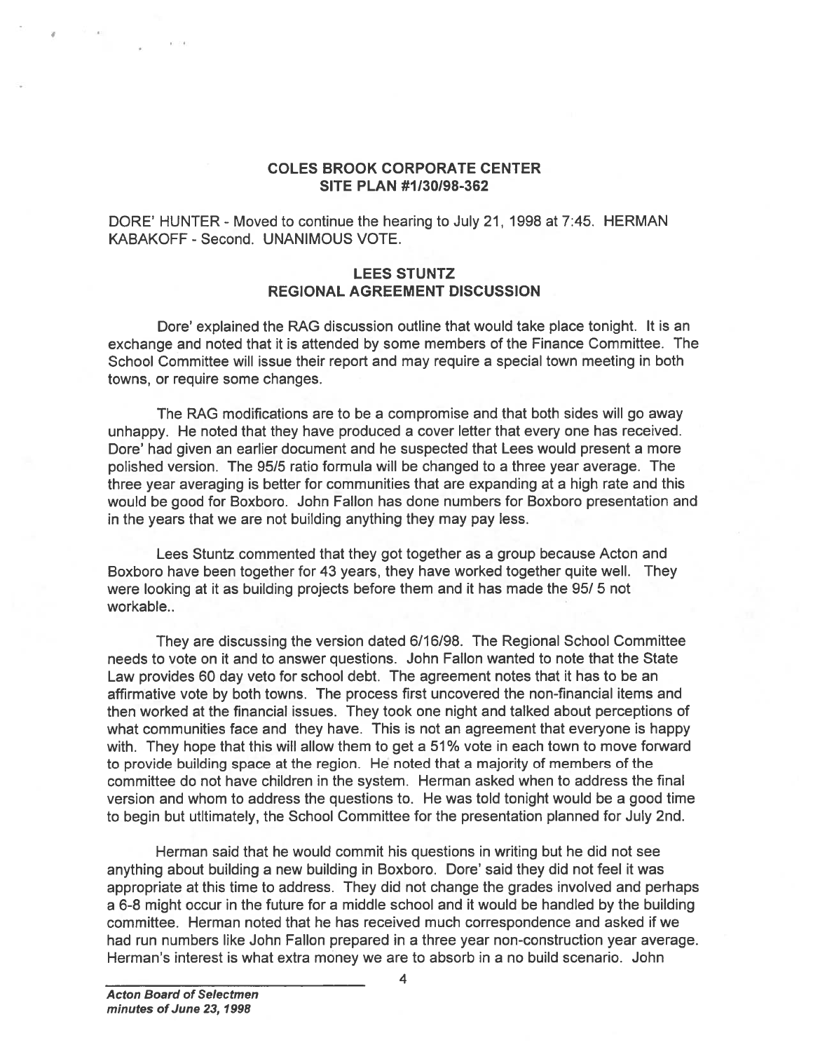## COLES BROOK CORPORATE CENTER
## SITE PLAN #1/30/98-362

DORE' HUNTER - Moved to continue the hearing to July 21, 1998 at 7:45. HERMAN KABAKOFF - Second. UNANIMOUS VOTE.

## LEES STUNTZ
## REGIONAL AGREEMENT DISCUSSION

Dore' explained the RAG discussion outline that would take place tonight. It is an exchange and noted that it is attended by some members of the Finance Committee. The School Committee will issue their report and may require a special town meeting in both towns, or require some changes.

The RAG modifications are to be a compromise and that both sides will go away unhappy. He noted that they have produced a cover letter that every one has received. Dore' had given an earlier document and he suspected that Lees would present a more polished version. The 95/5 ratio formula will be changed to a three year average. The three year averaging is better for communities that are expanding at a high rate and this would be good for Boxboro. John Fallon has done numbers for Boxboro presentation and in the years that we are not building anything they may pay less.

Lees Stuntz commented that they got together as a group because Acton and Boxboro have been together for 43 years, they have worked together quite well. They were looking at it as building projects before them and it has made the 95/ 5 not workable..

They are discussing the version dated 6/16/98. The Regional School Committee needs to vote on it and to answer questions. John Fallon wanted to note that the State Law provides 60 day veto for school debt. The agreement notes that it has to be an affirmative vote by both towns. The process first uncovered the non-financial items and then worked at the financial issues. They took one night and talked about perceptions of what communities face and they have. This is not an agreement that everyone is happy with. They hope that this will allow them to get a 51% vote in each town to move forward to provide building space at the region. He noted that a majority of members of the committee do not have children in the system. Herman asked when to address the final version and whom to address the questions to. He was told tonight would be a good time to begin but utltimately, the School Committee for the presentation planned for July 2nd.

Herman said that he would commit his questions in writing but he did not see anything about building a new building in Boxboro. Dore' said they did not feel it was appropriate at this time to address. They did not change the grades involved and perhaps a 6-8 might occur in the future for a middle school and it would be handled by the building committee. Herman noted that he has received much correspondence and asked if we had run numbers like John Fallon prepared in a three year non-construction year average. Herman's interest is what extra money we are to absorb in a no build scenario. John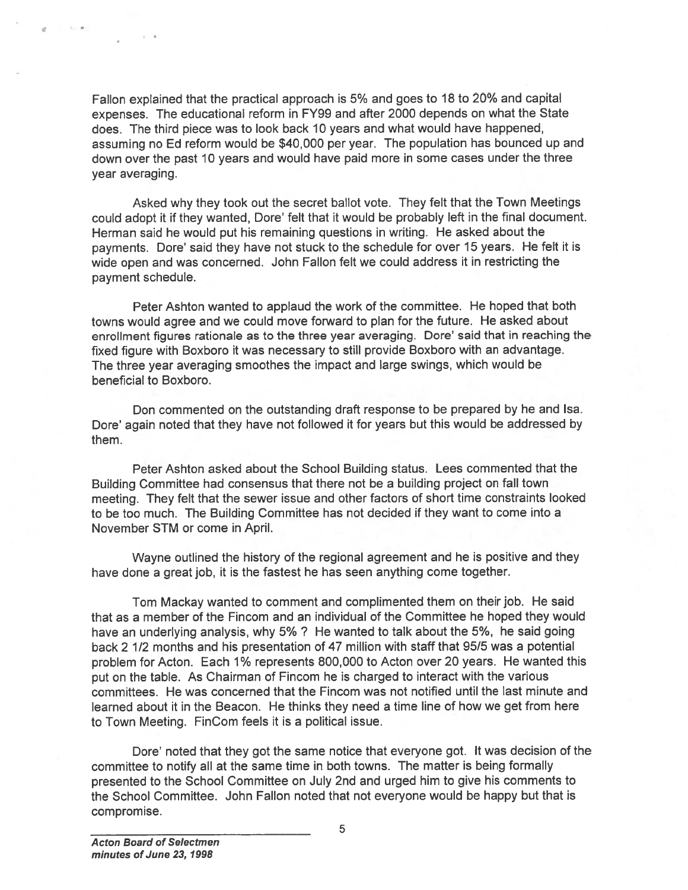Fallon explained that the practical approach is 5% and goes to 18 to 20% and capital expenses. The educational reform in FY99 and after 2000 depends on what the State does. The third piece was to look back 10 years and what would have happened, assuming no Ed reform would be $40,000 per year. The population has bounced up and down over the past 10 years and would have paid more in some cases under the three year averaging.

Asked why they took out the secret ballot vote. They felt that the Town Meetings could adopt it if they wanted, Dore' felt that it would be probably left in the final document. Herman said he would put his remaining questions in writing. He asked about the payments. Dore' said they have not stuck to the schedule for over 15 years. He felt it is wide open and was concerned. John Fallon felt we could address it in restricting the payment schedule.

Peter Ashton wanted to applaud the work of the committee. He hoped that both towns would agree and we could move forward to plan for the future. He asked about enrollment figures rationale as to the three year averaging. Dore' said that in reaching the fixed figure with Boxboro it was necessary to still provide Boxboro with an advantage. The three year averaging smoothes the impact and large swings, which would be beneficial to Boxboro.

Don commented on the outstanding draft response to be prepared by he and Isa. Dore' again noted that they have not followed it for years but this would be addressed by them.

Peter Ashton asked about the School Building status. Lees commented that the Building Committee had consensus that there not be a building project on fall town meeting. They felt that the sewer issue and other factors of short time constraints looked to be too much. The Building Committee has not decided if they want to come into a November STM or come in April.

Wayne outlined the history of the regional agreement and he is positive and they have done a great job, it is the fastest he has seen anything come together.

Tom Mackay wanted to comment and complimented them on their job. He said that as a member of the Fincom and an individual of the Committee he hoped they would have an underlying analysis, why 5% ? He wanted to talk about the 5%, he said going back 2 1/2 months and his presentation of 47 million with staff that 95/5 was a potential problem for Acton. Each 1% represents 800,000 to Acton over 20 years. He wanted this put on the table. As Chairman of Fincom he is charged to interact with the various committees. He was concerned that the Fincom was not notified until the last minute and learned about it in the Beacon. He thinks they need a time line of how we get from here to Town Meeting. FinCom feels it is a political issue.

Dore' noted that they got the same notice that everyone got. It was decision of the committee to notify all at the same time in both towns. The matter is being formally presented to the School Committee on July 2nd and urged him to give his comments to the School Committee. John Fallon noted that not everyone would be happy but that is compromise.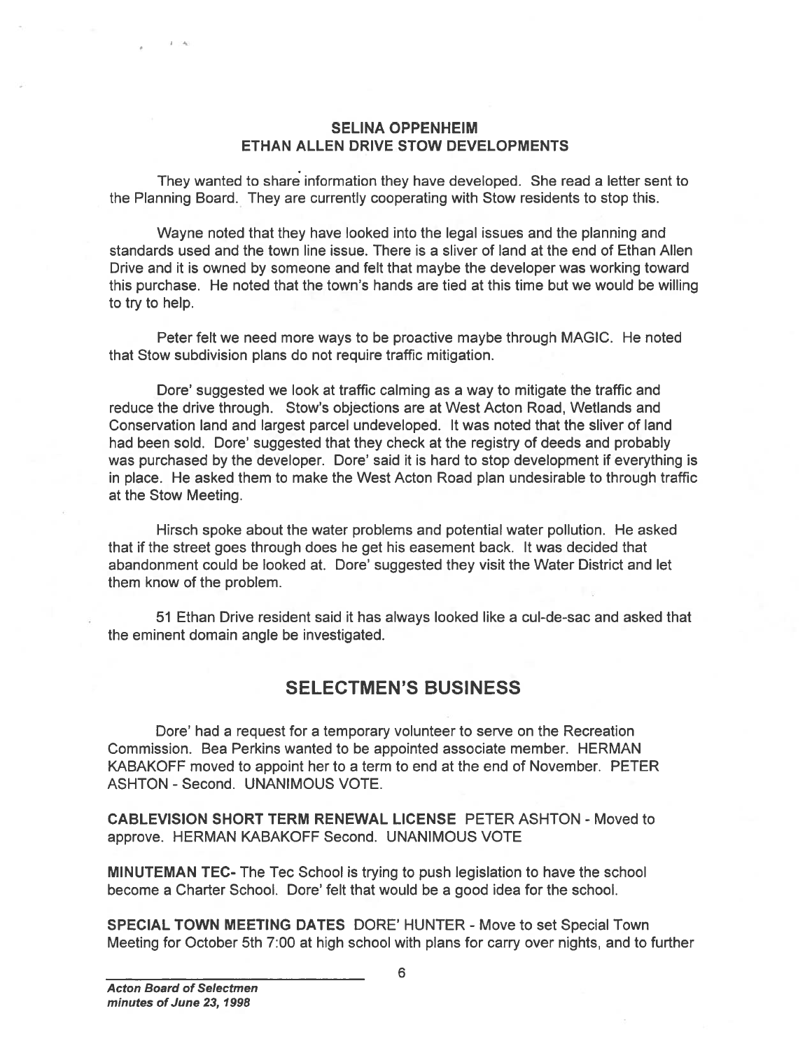## SELINA OPPENHEIM
## ETHAN ALLEN DRIVE STOW DEVELOPMENTS

They wanted to share information they have developed. She read a letter sent to the Planning Board. They are currently cooperating with Stow residents to stop this.

Wayne noted that they have looked into the legal issues and the planning and standards used and the town line issue. There is a sliver of land at the end of Ethan Allen Drive and it is owned by someone and felt that maybe the developer was working toward this purchase. He noted that the town's hands are tied at this time but we would be willing to try to help.

Peter felt we need more ways to be proactive maybe through MAGIC. He noted that Stow subdivision plans do not require traffic mitigation.

Dore' suggested we look at traffic calming as a way to mitigate the traffic and reduce the drive through. Stow's objections are at West Acton Road, Wetlands and Conservation land and largest parcel undeveloped. It was noted that the sliver of land had been sold. Dore' suggested that they check at the registry of deeds and probably was purchased by the developer. Dore' said it is hard to stop development if everything is in place. He asked them to make the West Acton Road plan undesirable to through traffic at the Stow Meeting.

Hirsch spoke about the water problems and potential water pollution. He asked that if the street goes through does he get his easement back. It was decided that abandonment could be looked at. Dore' suggested they visit the Water District and let them know of the problem.

51 Ethan Drive resident said it has always looked like a cul-de-sac and asked that the eminent domain angle be investigated.

# SELECTMEN'S BUSINESS

Dore' had a request for a temporary volunteer to serve on the Recreation Commission. Bea Perkins wanted to be appointed associate member. HERMAN KABAKOFF moved to appoint her to a term to end at the end of November. PETER ASHTON - Second. UNANIMOUS VOTE.

**CABLEVISION SHORT TERM RENEWAL LICENSE** PETER ASHTON - Moved to approve. HERMAN KABAKOFF Second. UNANIMOUS VOTE

**MINUTEMAN TEC-** The Tec School is trying to push legislation to have the school become a Charter School. Dore' felt that would be a good idea for the school.

**SPECIAL TOWN MEETING DATES** DORE' HUNTER - Move to set Special Town Meeting for October 5th 7:00 at high school with plans for carry over nights, and to further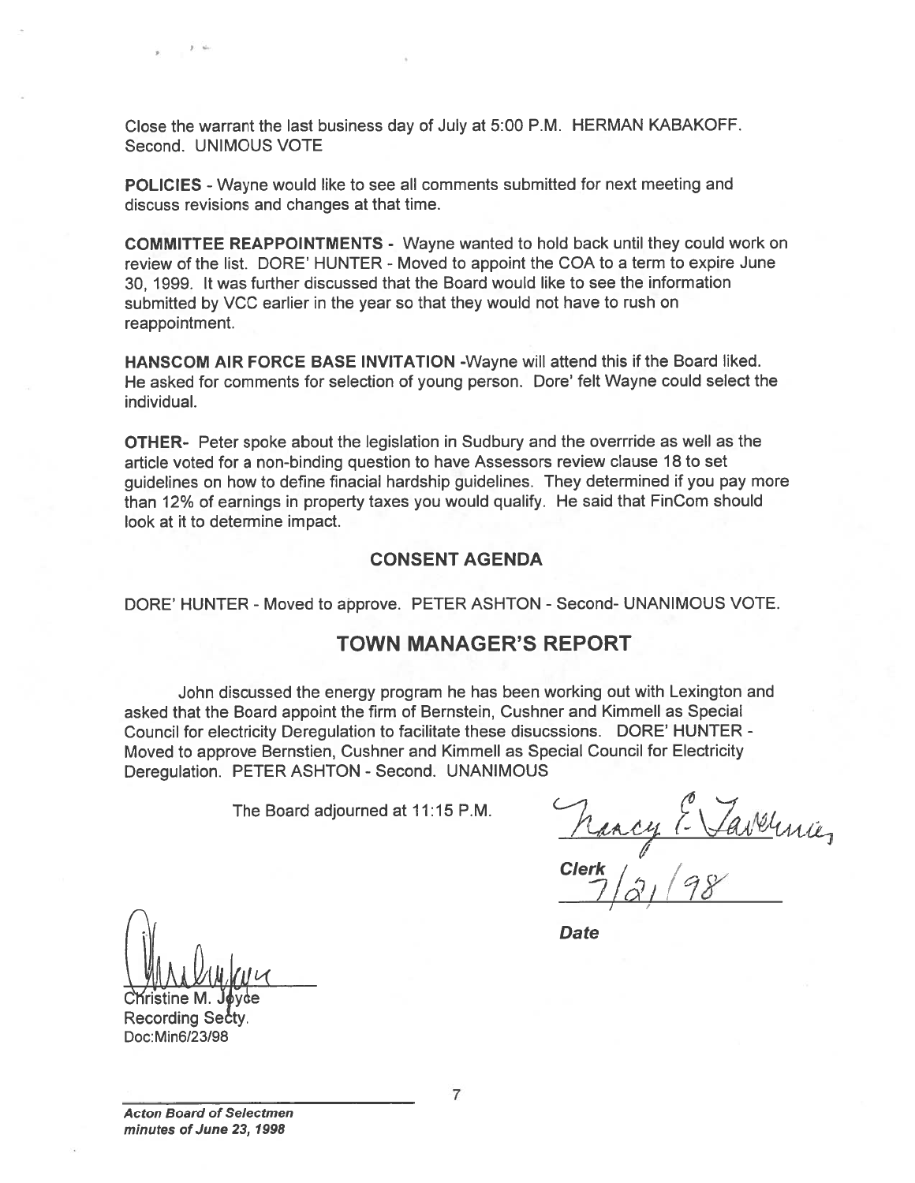Close the warrant the last business day of July at 5:00 P.M. HERMAN KABAKOFF. Second. UNIMOUS VOTE

**POLICIES** - Wayne would like to see all comments submitted for next meeting and discuss revisions and changes at that time.

**COMMITTEE REAPPOINTMENTS** - Wayne wanted to hold back until they could work on review of the list. DORE' HUNTER - Moved to appoint the COA to a term to expire June 30, 1999. It was further discussed that the Board would like to see the information submitted by VCC earlier in the year so that they would not have to rush on reappointment.

**HANSCOM AIR FORCE BASE INVITATION** -Wayne will attend this if the Board liked. He asked for comments for selection of young person. Dore' felt Wayne could select the individual.

**OTHER**- Peter spoke about the legislation in Sudbury and the overrride as well as the article voted for a non-binding question to have Assessors review clause 18 to set guidelines on how to define finacial hardship guidelines. They determined if you pay more than 12% of earnings in property taxes you would qualify. He said that FinCom should look at it to determine impact.

### CONSENT AGENDA

DORE' HUNTER - Moved to approve. PETER ASHTON - Second- UNANIMOUS VOTE.

## TOWN MANAGER'S REPORT

John discussed the energy program he has been working out with Lexington and asked that the Board appoint the firm of Bernstein, Cushner and Kimmell as Special Council for electricity Deregulation to facilitate these disucssions. DORE' HUNTER - Moved to approve Bernstien, Cushner and Kimmell as Special Council for Electricity Deregulation. PETER ASHTON - Second. UNANIMOUS

The Board adjourned at 11:15 P.M.

Nancy E. Tavernier
**Clerk**

7/21/98
***Date***

Christine M. Joyce
Recording Secty.
Doc:Min6/23/98

***Acton Board of Selectmen minutes of June 23, 1998***